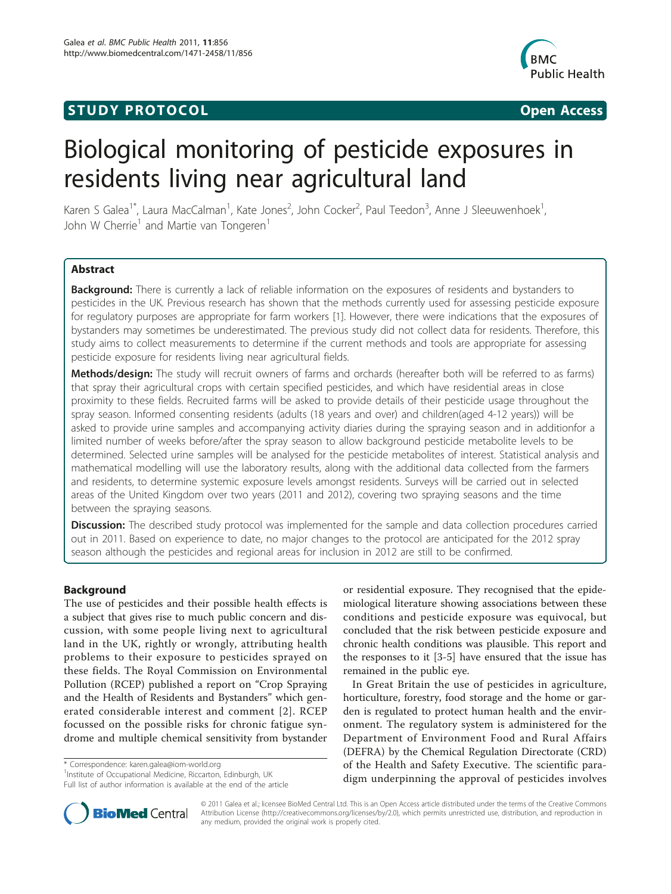**STUDY PROTOCOL** **Open Access**

# Biological monitoring of pesticide exposures in residents living near agricultural land

Karen S Galea[1*], Laura MacCalman[1], Kate Jones[2], John Cocker[2], Paul Teedon[3], Anne J Sleeuwenhoek[1], John W Cherrie[1] and Martie van Tongeren[1]

## Abstract

**Background:** There is currently a lack of reliable information on the exposures of residents and bystanders to pesticides in the UK. Previous research has shown that the methods currently used for assessing pesticide exposure for regulatory purposes are appropriate for farm workers [1]. However, there were indications that the exposures of bystanders may sometimes be underestimated. The previous study did not collect data for residents. Therefore, this study aims to collect measurements to determine if the current methods and tools are appropriate for assessing pesticide exposure for residents living near agricultural fields.

**Methods/design:** The study will recruit owners of farms and orchards (hereafter both will be referred to as farms) that spray their agricultural crops with certain specified pesticides, and which have residential areas in close proximity to these fields. Recruited farms will be asked to provide details of their pesticide usage throughout the spray season. Informed consenting residents (adults (18 years and over) and children(aged 4-12 years)) will be asked to provide urine samples and accompanying activity diaries during the spraying season and in additionfor a limited number of weeks before/after the spray season to allow background pesticide metabolite levels to be determined. Selected urine samples will be analysed for the pesticide metabolites of interest. Statistical analysis and mathematical modelling will use the laboratory results, along with the additional data collected from the farmers and residents, to determine systemic exposure levels amongst residents. Surveys will be carried out in selected areas of the United Kingdom over two years (2011 and 2012), covering two spraying seasons and the time between the spraying seasons.

**Discussion:** The described study protocol was implemented for the sample and data collection procedures carried out in 2011. Based on experience to date, no major changes to the protocol are anticipated for the 2012 spray season although the pesticides and regional areas for inclusion in 2012 are still to be confirmed.

## Background

The use of pesticides and their possible health effects is a subject that gives rise to much public concern and discussion, with some people living next to agricultural land in the UK, rightly or wrongly, attributing health problems to their exposure to pesticides sprayed on these fields. The Royal Commission on Environmental Pollution (RCEP) published a report on "Crop Spraying and the Health of Residents and Bystanders" which generated considerable interest and comment [2]. RCEP focussed on the possible risks for chronic fatigue syndrome and multiple chemical sensitivity from bystander or residential exposure. They recognised that the epidemiological literature showing associations between these conditions and pesticide exposure was equivocal, but concluded that the risk between pesticide exposure and chronic health conditions was plausible. This report and the responses to it [3-5] have ensured that the issue has remained in the public eye.

In Great Britain the use of pesticides in agriculture, horticulture, forestry, food storage and the home or garden is regulated to protect human health and the environment. The regulatory system is administered for the Department of Environment Food and Rural Affairs (DEFRA) by the Chemical Regulation Directorate (CRD) of the Health and Safety Executive. The scientific paradigm underpinning the approval of pesticides involves

\* Correspondence: karen.galea@iom-world.org
[1]Institute of Occupational Medicine, Riccarton, Edinburgh, UK
Full list of author information is available at the end of the article

© 2011 Galea et al; licensee BioMed Central Ltd. This is an Open Access article distributed under the terms of the Creative Commons Attribution License (http://creativecommons.org/licenses/by/2.0), which permits unrestricted use, distribution, and reproduction in any medium, provided the original work is properly cited.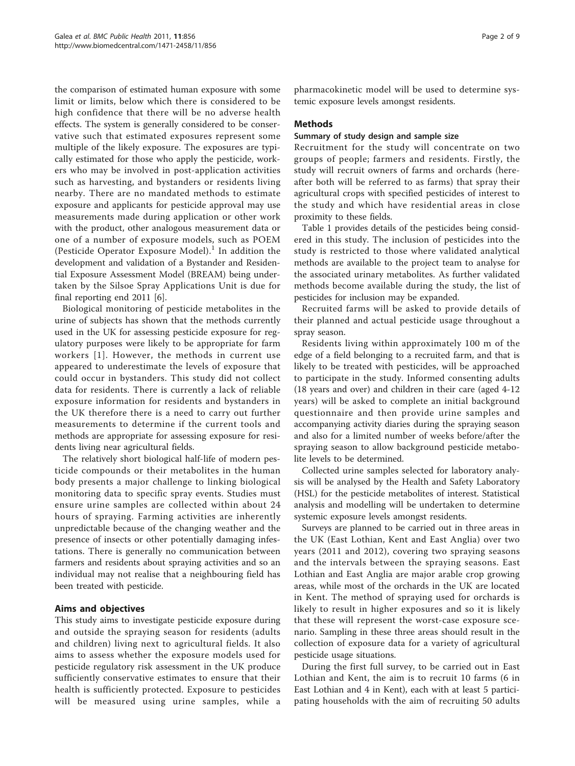the comparison of estimated human exposure with some limit or limits, below which there is considered to be high confidence that there will be no adverse health effects. The system is generally considered to be conservative such that estimated exposures represent some multiple of the likely exposure. The exposures are typically estimated for those who apply the pesticide, workers who may be involved in post-application activities such as harvesting, and bystanders or residents living nearby. There are no mandated methods to estimate exposure and applicants for pesticide approval may use measurements made during application or other work with the product, other analogous measurement data or one of a number of exposure models, such as POEM (Pesticide Operator Exposure Model).[1] In addition the development and validation of a Bystander and Residential Exposure Assessment Model (BREAM) being undertaken by the Silsoe Spray Applications Unit is due for final reporting end 2011 [6].

Biological monitoring of pesticide metabolites in the urine of subjects has shown that the methods currently used in the UK for assessing pesticide exposure for regulatory purposes were likely to be appropriate for farm workers [1]. However, the methods in current use appeared to underestimate the levels of exposure that could occur in bystanders. This study did not collect data for residents. There is currently a lack of reliable exposure information for residents and bystanders in the UK therefore there is a need to carry out further measurements to determine if the current tools and methods are appropriate for assessing exposure for residents living near agricultural fields.

The relatively short biological half-life of modern pesticide compounds or their metabolites in the human body presents a major challenge to linking biological monitoring data to specific spray events. Studies must ensure urine samples are collected within about 24 hours of spraying. Farming activities are inherently unpredictable because of the changing weather and the presence of insects or other potentially damaging infestations. There is generally no communication between farmers and residents about spraying activities and so an individual may not realise that a neighbouring field has been treated with pesticide.

## Aims and objectives

This study aims to investigate pesticide exposure during and outside the spraying season for residents (adults and children) living next to agricultural fields. It also aims to assess whether the exposure models used for pesticide regulatory risk assessment in the UK produce sufficiently conservative estimates to ensure that their health is sufficiently protected. Exposure to pesticides will be measured using urine samples, while a pharmacokinetic model will be used to determine systemic exposure levels amongst residents.

## Methods

### Summary of study design and sample size

Recruitment for the study will concentrate on two groups of people; farmers and residents. Firstly, the study will recruit owners of farms and orchards (hereafter both will be referred to as farms) that spray their agricultural crops with specified pesticides of interest to the study and which have residential areas in close proximity to these fields.

Table 1 provides details of the pesticides being considered in this study. The inclusion of pesticides into the study is restricted to those where validated analytical methods are available to the project team to analyse for the associated urinary metabolites. As further validated methods become available during the study, the list of pesticides for inclusion may be expanded.

Recruited farms will be asked to provide details of their planned and actual pesticide usage throughout a spray season.

Residents living within approximately 100 m of the edge of a field belonging to a recruited farm, and that is likely to be treated with pesticides, will be approached to participate in the study. Informed consenting adults (18 years and over) and children in their care (aged 4-12 years) will be asked to complete an initial background questionnaire and then provide urine samples and accompanying activity diaries during the spraying season and also for a limited number of weeks before/after the spraying season to allow background pesticide metabolite levels to be determined.

Collected urine samples selected for laboratory analysis will be analysed by the Health and Safety Laboratory (HSL) for the pesticide metabolites of interest. Statistical analysis and modelling will be undertaken to determine systemic exposure levels amongst residents.

Surveys are planned to be carried out in three areas in the UK (East Lothian, Kent and East Anglia) over two years (2011 and 2012), covering two spraying seasons and the intervals between the spraying seasons. East Lothian and East Anglia are major arable crop growing areas, while most of the orchards in the UK are located in Kent. The method of spraying used for orchards is likely to result in higher exposures and so it is likely that these will represent the worst-case exposure scenario. Sampling in these three areas should result in the collection of exposure data for a variety of agricultural pesticide usage situations.

During the first full survey, to be carried out in East Lothian and Kent, the aim is to recruit 10 farms (6 in East Lothian and 4 in Kent), each with at least 5 participating households with the aim of recruiting 50 adults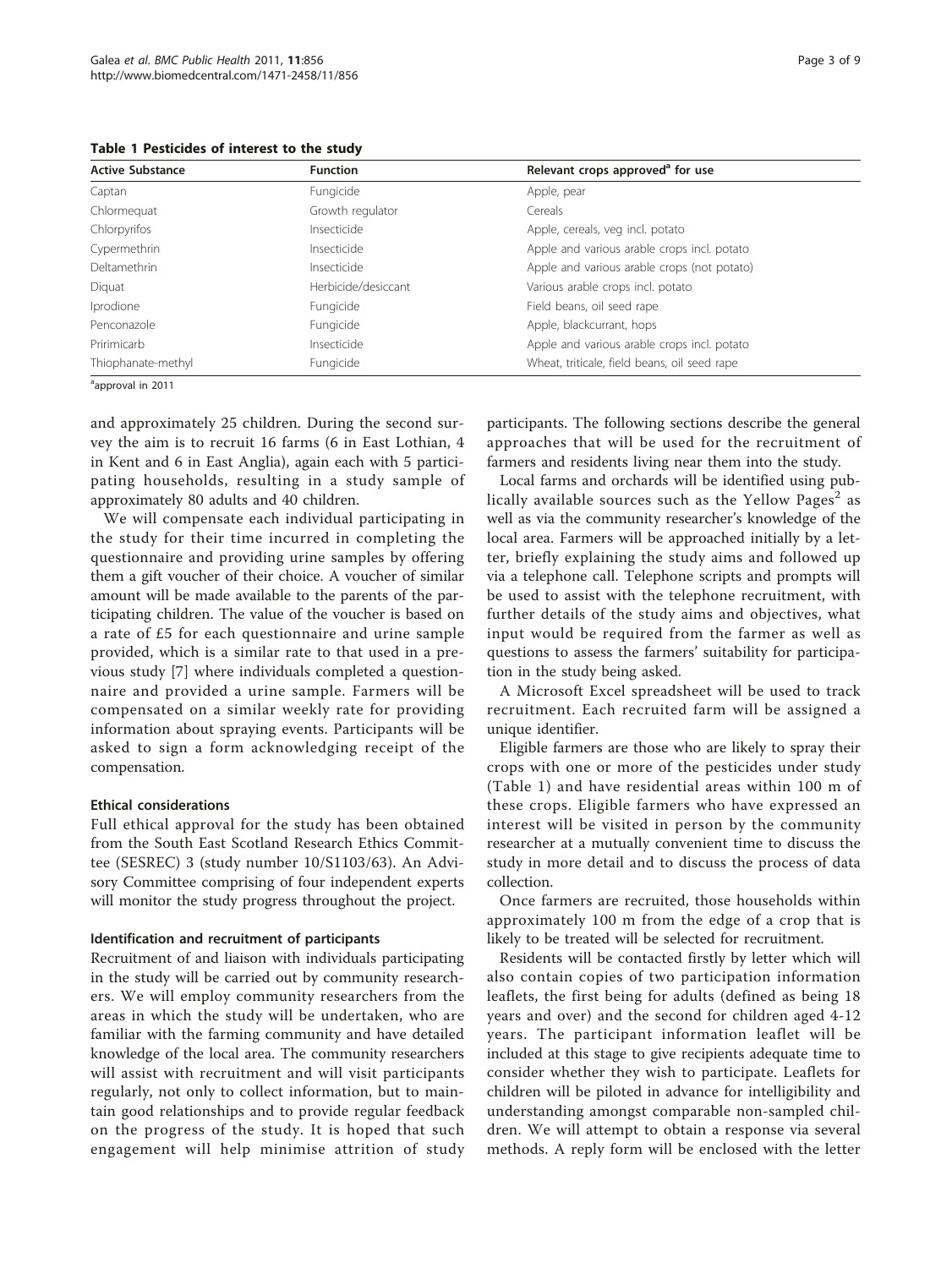**Table 1 Pesticides of interest to the study**

| Active Substance | Function | Relevant crops approved[a] for use |
| --- | --- | --- |
| Captan | Fungicide | Apple, pear |
| Chlormequat | Growth regulator | Cereals |
| Chlorpyrifos | Insecticide | Apple, cereals, veg incl. potato |
| Cypermethrin | Insecticide | Apple and various arable crops incl. potato |
| Deltamethrin | Insecticide | Apple and various arable crops (not potato) |
| Diquat | Herbicide/desiccant | Various arable crops incl. potato |
| Iprodione | Fungicide | Field beans, oil seed rape |
| Penconazole | Fungicide | Apple, blackcurrant, hops |
| Pririmicarb | Insecticide | Apple and various arable crops incl. potato |
| Thiophanate-methyl | Fungicide | Wheat, triticale, field beans, oil seed rape |

[a]approval in 2011

and approximately 25 children. During the second survey the aim is to recruit 16 farms (6 in East Lothian, 4 in Kent and 6 in East Anglia), again each with 5 participating households, resulting in a study sample of approximately 80 adults and 40 children.

We will compensate each individual participating in the study for their time incurred in completing the questionnaire and providing urine samples by offering them a gift voucher of their choice. A voucher of similar amount will be made available to the parents of the participating children. The value of the voucher is based on a rate of £5 for each questionnaire and urine sample provided, which is a similar rate to that used in a previous study [7] where individuals completed a questionnaire and provided a urine sample. Farmers will be compensated on a similar weekly rate for providing information about spraying events. Participants will be asked to sign a form acknowledging receipt of the compensation.

### Ethical considerations

Full ethical approval for the study has been obtained from the South East Scotland Research Ethics Committee (SESREC) 3 (study number 10/S1103/63). An Advisory Committee comprising of four independent experts will monitor the study progress throughout the project.

### Identification and recruitment of participants

Recruitment of and liaison with individuals participating in the study will be carried out by community researchers. We will employ community researchers from the areas in which the study will be undertaken, who are familiar with the farming community and have detailed knowledge of the local area. The community researchers will assist with recruitment and will visit participants regularly, not only to collect information, but to maintain good relationships and to provide regular feedback on the progress of the study. It is hoped that such engagement will help minimise attrition of study participants. The following sections describe the general approaches that will be used for the recruitment of farmers and residents living near them into the study.

Local farms and orchards will be identified using publically available sources such as the Yellow Pages[2] as well as via the community researcher's knowledge of the local area. Farmers will be approached initially by a letter, briefly explaining the study aims and followed up via a telephone call. Telephone scripts and prompts will be used to assist with the telephone recruitment, with further details of the study aims and objectives, what input would be required from the farmer as well as questions to assess the farmers' suitability for participation in the study being asked.

A Microsoft Excel spreadsheet will be used to track recruitment. Each recruited farm will be assigned a unique identifier.

Eligible farmers are those who are likely to spray their crops with one or more of the pesticides under study (Table 1) and have residential areas within 100 m of these crops. Eligible farmers who have expressed an interest will be visited in person by the community researcher at a mutually convenient time to discuss the study in more detail and to discuss the process of data collection.

Once farmers are recruited, those households within approximately 100 m from the edge of a crop that is likely to be treated will be selected for recruitment.

Residents will be contacted firstly by letter which will also contain copies of two participation information leaflets, the first being for adults (defined as being 18 years and over) and the second for children aged 4-12 years. The participant information leaflet will be included at this stage to give recipients adequate time to consider whether they wish to participate. Leaflets for children will be piloted in advance for intelligibility and understanding amongst comparable non-sampled children. We will attempt to obtain a response via several methods. A reply form will be enclosed with the letter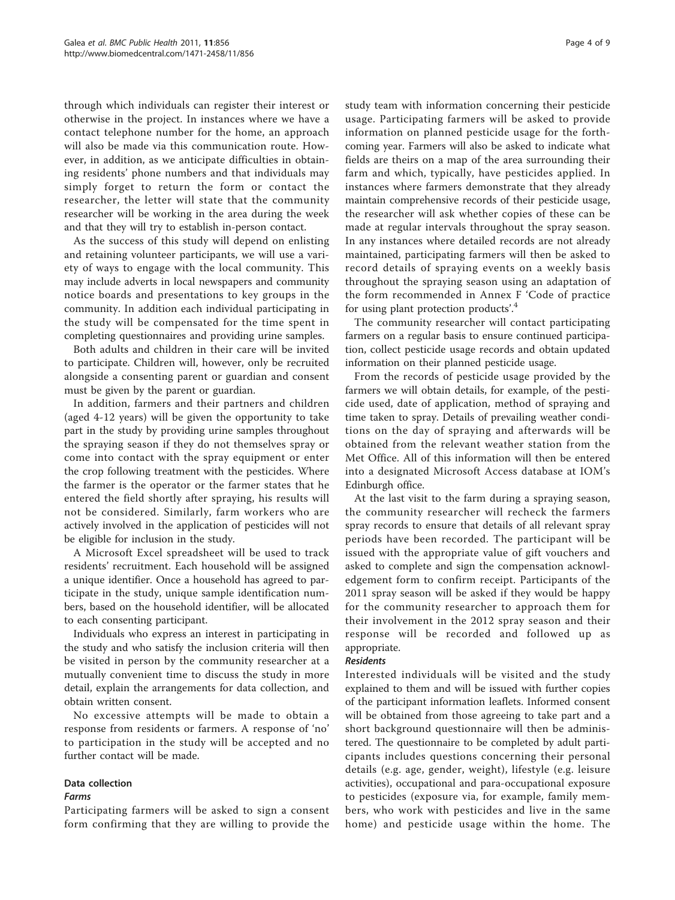through which individuals can register their interest or otherwise in the project. In instances where we have a contact telephone number for the home, an approach will also be made via this communication route. However, in addition, as we anticipate difficulties in obtaining residents' phone numbers and that individuals may simply forget to return the form or contact the researcher, the letter will state that the community researcher will be working in the area during the week and that they will try to establish in-person contact.

As the success of this study will depend on enlisting and retaining volunteer participants, we will use a variety of ways to engage with the local community. This may include adverts in local newspapers and community notice boards and presentations to key groups in the community. In addition each individual participating in the study will be compensated for the time spent in completing questionnaires and providing urine samples.

Both adults and children in their care will be invited to participate. Children will, however, only be recruited alongside a consenting parent or guardian and consent must be given by the parent or guardian.

In addition, farmers and their partners and children (aged 4-12 years) will be given the opportunity to take part in the study by providing urine samples throughout the spraying season if they do not themselves spray or come into contact with the spray equipment or enter the crop following treatment with the pesticides. Where the farmer is the operator or the farmer states that he entered the field shortly after spraying, his results will not be considered. Similarly, farm workers who are actively involved in the application of pesticides will not be eligible for inclusion in the study.

A Microsoft Excel spreadsheet will be used to track residents' recruitment. Each household will be assigned a unique identifier. Once a household has agreed to participate in the study, unique sample identification numbers, based on the household identifier, will be allocated to each consenting participant.

Individuals who express an interest in participating in the study and who satisfy the inclusion criteria will then be visited in person by the community researcher at a mutually convenient time to discuss the study in more detail, explain the arrangements for data collection, and obtain written consent.

No excessive attempts will be made to obtain a response from residents or farmers. A response of 'no' to participation in the study will be accepted and no further contact will be made.

## Data collection

### *Farms*

Participating farmers will be asked to sign a consent form confirming that they are willing to provide the study team with information concerning their pesticide usage. Participating farmers will be asked to provide information on planned pesticide usage for the forthcoming year. Farmers will also be asked to indicate what fields are theirs on a map of the area surrounding their farm and which, typically, have pesticides applied. In instances where farmers demonstrate that they already maintain comprehensive records of their pesticide usage, the researcher will ask whether copies of these can be made at regular intervals throughout the spray season. In any instances where detailed records are not already maintained, participating farmers will then be asked to record details of spraying events on a weekly basis throughout the spraying season using an adaptation of the form recommended in Annex F 'Code of practice for using plant protection products'.[4]

The community researcher will contact participating farmers on a regular basis to ensure continued participation, collect pesticide usage records and obtain updated information on their planned pesticide usage.

From the records of pesticide usage provided by the farmers we will obtain details, for example, of the pesticide used, date of application, method of spraying and time taken to spray. Details of prevailing weather conditions on the day of spraying and afterwards will be obtained from the relevant weather station from the Met Office. All of this information will then be entered into a designated Microsoft Access database at IOM's Edinburgh office.

At the last visit to the farm during a spraying season, the community researcher will recheck the farmers spray records to ensure that details of all relevant spray periods have been recorded. The participant will be issued with the appropriate value of gift vouchers and asked to complete and sign the compensation acknowledgement form to confirm receipt. Participants of the 2011 spray season will be asked if they would be happy for the community researcher to approach them for their involvement in the 2012 spray season and their response will be recorded and followed up as appropriate.

### *Residents*

Interested individuals will be visited and the study explained to them and will be issued with further copies of the participant information leaflets. Informed consent will be obtained from those agreeing to take part and a short background questionnaire will then be administered. The questionnaire to be completed by adult participants includes questions concerning their personal details (e.g. age, gender, weight), lifestyle (e.g. leisure activities), occupational and para-occupational exposure to pesticides (exposure via, for example, family members, who work with pesticides and live in the same home) and pesticide usage within the home. The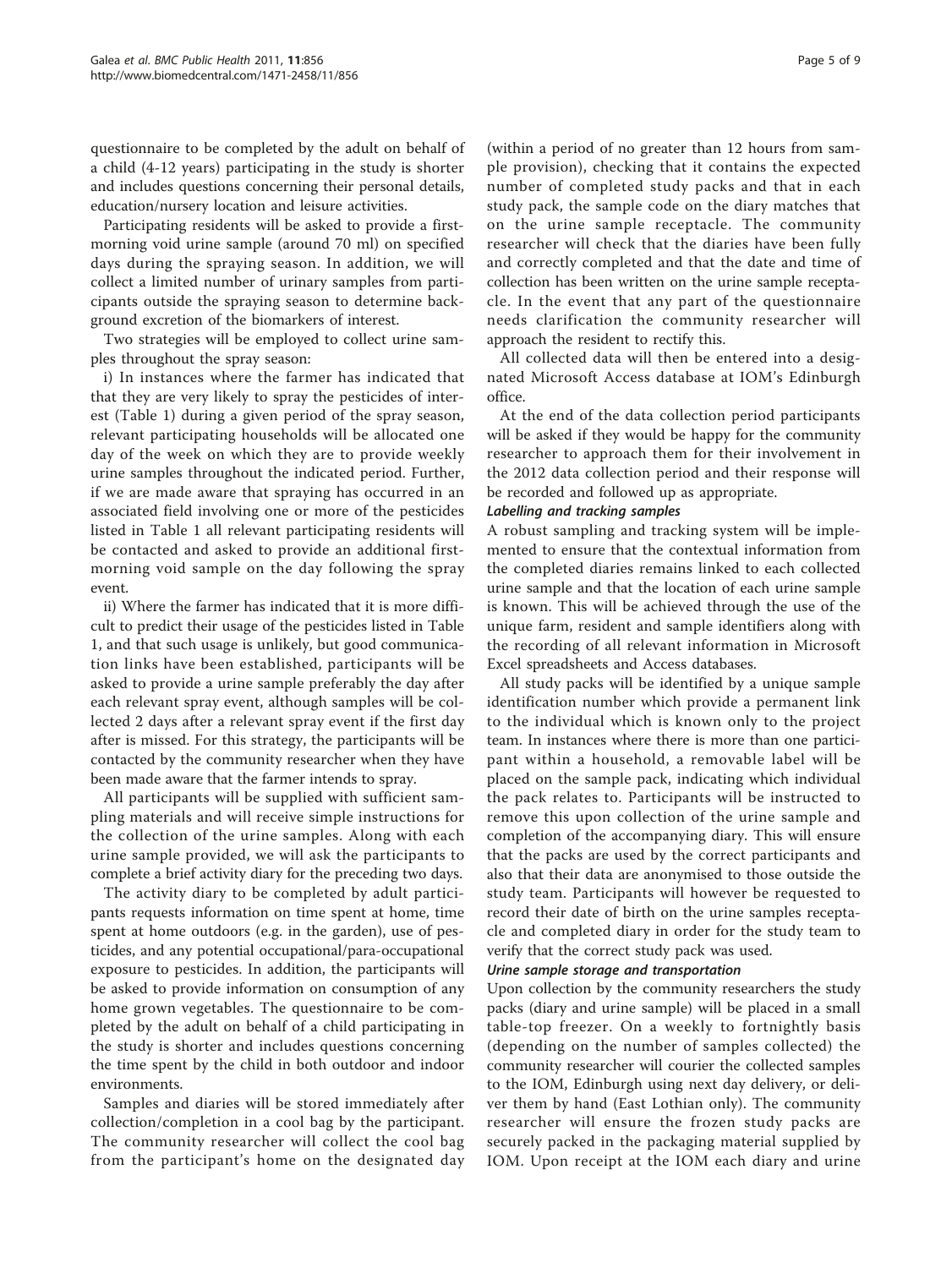questionnaire to be completed by the adult on behalf of a child (4-12 years) participating in the study is shorter and includes questions concerning their personal details, education/nursery location and leisure activities.

Participating residents will be asked to provide a first-morning void urine sample (around 70 ml) on specified days during the spraying season. In addition, we will collect a limited number of urinary samples from participants outside the spraying season to determine background excretion of the biomarkers of interest.

Two strategies will be employed to collect urine samples throughout the spray season:

i) In instances where the farmer has indicated that that they are very likely to spray the pesticides of interest (Table 1) during a given period of the spray season, relevant participating households will be allocated one day of the week on which they are to provide weekly urine samples throughout the indicated period. Further, if we are made aware that spraying has occurred in an associated field involving one or more of the pesticides listed in Table 1 all relevant participating residents will be contacted and asked to provide an additional first-morning void sample on the day following the spray event.

ii) Where the farmer has indicated that it is more difficult to predict their usage of the pesticides listed in Table 1, and that such usage is unlikely, but good communication links have been established, participants will be asked to provide a urine sample preferably the day after each relevant spray event, although samples will be collected 2 days after a relevant spray event if the first day after is missed. For this strategy, the participants will be contacted by the community researcher when they have been made aware that the farmer intends to spray.

All participants will be supplied with sufficient sampling materials and will receive simple instructions for the collection of the urine samples. Along with each urine sample provided, we will ask the participants to complete a brief activity diary for the preceding two days.

The activity diary to be completed by adult participants requests information on time spent at home, time spent at home outdoors (e.g. in the garden), use of pesticides, and any potential occupational/para-occupational exposure to pesticides. In addition, the participants will be asked to provide information on consumption of any home grown vegetables. The questionnaire to be completed by the adult on behalf of a child participating in the study is shorter and includes questions concerning the time spent by the child in both outdoor and indoor environments.

Samples and diaries will be stored immediately after collection/completion in a cool bag by the participant. The community researcher will collect the cool bag from the participant's home on the designated day (within a period of no greater than 12 hours from sample provision), checking that it contains the expected number of completed study packs and that in each study pack, the sample code on the diary matches that on the urine sample receptacle. The community researcher will check that the diaries have been fully and correctly completed and that the date and time of collection has been written on the urine sample receptacle. In the event that any part of the questionnaire needs clarification the community researcher will approach the resident to rectify this.

All collected data will then be entered into a designated Microsoft Access database at IOM's Edinburgh office.

At the end of the data collection period participants will be asked if they would be happy for the community researcher to approach them for their involvement in the 2012 data collection period and their response will be recorded and followed up as appropriate.

#### *Labelling and tracking samples*

A robust sampling and tracking system will be implemented to ensure that the contextual information from the completed diaries remains linked to each collected urine sample and that the location of each urine sample is known. This will be achieved through the use of the unique farm, resident and sample identifiers along with the recording of all relevant information in Microsoft Excel spreadsheets and Access databases.

All study packs will be identified by a unique sample identification number which provide a permanent link to the individual which is known only to the project team. In instances where there is more than one participant within a household, a removable label will be placed on the sample pack, indicating which individual the pack relates to. Participants will be instructed to remove this upon collection of the urine sample and completion of the accompanying diary. This will ensure that the packs are used by the correct participants and also that their data are anonymised to those outside the study team. Participants will however be requested to record their date of birth on the urine samples receptacle and completed diary in order for the study team to verify that the correct study pack was used.

#### *Urine sample storage and transportation*

Upon collection by the community researchers the study packs (diary and urine sample) will be placed in a small table-top freezer. On a weekly to fortnightly basis (depending on the number of samples collected) the community researcher will courier the collected samples to the IOM, Edinburgh using next day delivery, or deliver them by hand (East Lothian only). The community researcher will ensure the frozen study packs are securely packed in the packaging material supplied by IOM. Upon receipt at the IOM each diary and urine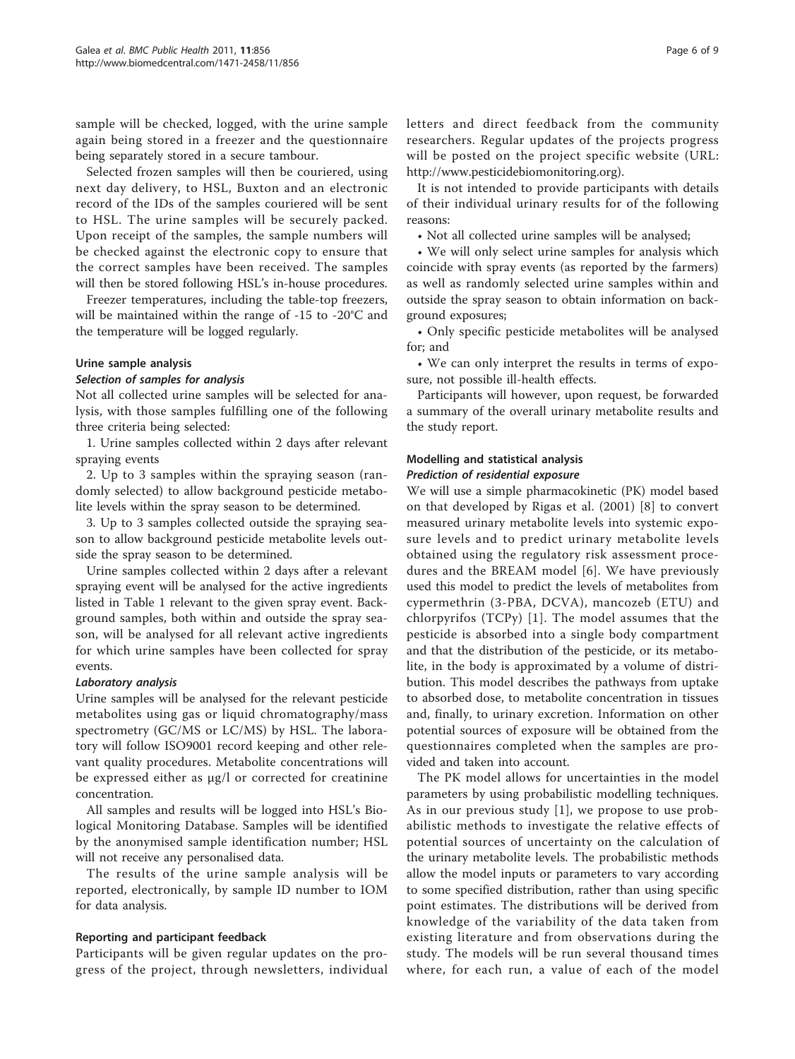sample will be checked, logged, with the urine sample again being stored in a freezer and the questionnaire being separately stored in a secure tambour.

Selected frozen samples will then be couriered, using next day delivery, to HSL, Buxton and an electronic record of the IDs of the samples couriered will be sent to HSL. The urine samples will be securely packed. Upon receipt of the samples, the sample numbers will be checked against the electronic copy to ensure that the correct samples have been received. The samples will then be stored following HSL's in-house procedures.

Freezer temperatures, including the table-top freezers, will be maintained within the range of -15 to -20°C and the temperature will be logged regularly.

### Urine sample analysis

#### *Selection of samples for analysis*

Not all collected urine samples will be selected for analysis, with those samples fulfilling one of the following three criteria being selected:

1. Urine samples collected within 2 days after relevant spraying events
2. Up to 3 samples within the spraying season (randomly selected) to allow background pesticide metabolite levels within the spray season to be determined.
3. Up to 3 samples collected outside the spraying season to allow background pesticide metabolite levels outside the spray season to be determined.

Urine samples collected within 2 days after a relevant spraying event will be analysed for the active ingredients listed in Table 1 relevant to the given spray event. Background samples, both within and outside the spray season, will be analysed for all relevant active ingredients for which urine samples have been collected for spray events.

#### *Laboratory analysis*

Urine samples will be analysed for the relevant pesticide metabolites using gas or liquid chromatography/mass spectrometry (GC/MS or LC/MS) by HSL. The laboratory will follow ISO9001 record keeping and other relevant quality procedures. Metabolite concentrations will be expressed either as µg/l or corrected for creatinine concentration.

All samples and results will be logged into HSL's Biological Monitoring Database. Samples will be identified by the anonymised sample identification number; HSL will not receive any personalised data.

The results of the urine sample analysis will be reported, electronically, by sample ID number to IOM for data analysis.

### Reporting and participant feedback

Participants will be given regular updates on the progress of the project, through newsletters, individual letters and direct feedback from the community researchers. Regular updates of the projects progress will be posted on the project specific website (URL: http://www.pesticidebiomonitoring.org).

It is not intended to provide participants with details of their individual urinary results for of the following reasons:

- Not all collected urine samples will be analysed;
- We will only select urine samples for analysis which coincide with spray events (as reported by the farmers) as well as randomly selected urine samples within and outside the spray season to obtain information on background exposures;
- Only specific pesticide metabolites will be analysed for; and
- We can only interpret the results in terms of exposure, not possible ill-health effects.

Participants will however, upon request, be forwarded a summary of the overall urinary metabolite results and the study report.

### Modelling and statistical analysis

#### *Prediction of residential exposure*

We will use a simple pharmacokinetic (PK) model based on that developed by Rigas et al. (2001) [8] to convert measured urinary metabolite levels into systemic exposure levels and to predict urinary metabolite levels obtained using the regulatory risk assessment procedures and the BREAM model [6]. We have previously used this model to predict the levels of metabolites from cypermethrin (3-PBA, DCVA), mancozeb (ETU) and chlorpyrifos (TCPy) [1]. The model assumes that the pesticide is absorbed into a single body compartment and that the distribution of the pesticide, or its metabolite, in the body is approximated by a volume of distribution. This model describes the pathways from uptake to absorbed dose, to metabolite concentration in tissues and, finally, to urinary excretion. Information on other potential sources of exposure will be obtained from the questionnaires completed when the samples are provided and taken into account.

The PK model allows for uncertainties in the model parameters by using probabilistic modelling techniques. As in our previous study [1], we propose to use probabilistic methods to investigate the relative effects of potential sources of uncertainty on the calculation of the urinary metabolite levels. The probabilistic methods allow the model inputs or parameters to vary according to some specified distribution, rather than using specific point estimates. The distributions will be derived from knowledge of the variability of the data taken from existing literature and from observations during the study. The models will be run several thousand times where, for each run, a value of each of the model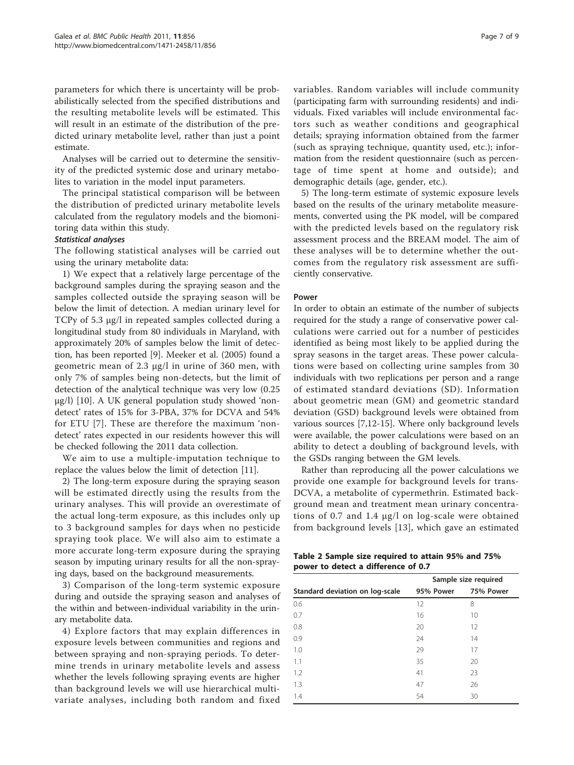parameters for which there is uncertainty will be probabilistically selected from the specified distributions and the resulting metabolite levels will be estimated. This will result in an estimate of the distribution of the predicted urinary metabolite level, rather than just a point estimate.

Analyses will be carried out to determine the sensitivity of the predicted systemic dose and urinary metabolites to variation in the model input parameters.

The principal statistical comparison will be between the distribution of predicted urinary metabolite levels calculated from the regulatory models and the biomonitoring data within this study.

#### *Statistical analyses*

The following statistical analyses will be carried out using the urinary metabolite data:

1) We expect that a relatively large percentage of the background samples during the spraying season and the samples collected outside the spraying season will be below the limit of detection. A median urinary level for TCPy of 5.3 μg/l in repeated samples collected during a longitudinal study from 80 individuals in Maryland, with approximately 20% of samples below the limit of detection, has been reported [9]. Meeker et al. (2005) found a geometric mean of 2.3 μg/l in urine of 360 men, with only 7% of samples being non-detects, but the limit of detection of the analytical technique was very low (0.25 μg/l) [10]. A UK general population study showed 'non-detect' rates of 15% for 3-PBA, 37% for DCVA and 54% for ETU [7]. These are therefore the maximum 'non-detect' rates expected in our residents however this will be checked following the 2011 data collection.

We aim to use a multiple-imputation technique to replace the values below the limit of detection [11].

2) The long-term exposure during the spraying season will be estimated directly using the results from the urinary analyses. This will provide an overestimate of the actual long-term exposure, as this includes only up to 3 background samples for days when no pesticide spraying took place. We will also aim to estimate a more accurate long-term exposure during the spraying season by imputing urinary results for all the non-spraying days, based on the background measurements.

3) Comparison of the long-term systemic exposure during and outside the spraying season and analyses of the within and between-individual variability in the urinary metabolite data.

4) Explore factors that may explain differences in exposure levels between communities and regions and between spraying and non-spraying periods. To determine trends in urinary metabolite levels and assess whether the levels following spraying events are higher than background levels we will use hierarchical multivariate analyses, including both random and fixed variables. Random variables will include community (participating farm with surrounding residents) and individuals. Fixed variables will include environmental factors such as weather conditions and geographical details; spraying information obtained from the farmer (such as spraying technique, quantity used, etc.); information from the resident questionnaire (such as percentage of time spent at home and outside); and demographic details (age, gender, etc.).

5) The long-term estimate of systemic exposure levels based on the results of the urinary metabolite measurements, converted using the PK model, will be compared with the predicted levels based on the regulatory risk assessment process and the BREAM model. The aim of these analyses will be to determine whether the outcomes from the regulatory risk assessment are sufficiently conservative.

### Power

In order to obtain an estimate of the number of subjects required for the study a range of conservative power calculations were carried out for a number of pesticides identified as being most likely to be applied during the spray seasons in the target areas. These power calculations were based on collecting urine samples from 30 individuals with two replications per person and a range of estimated standard deviations (SD). Information about geometric mean (GM) and geometric standard deviation (GSD) background levels were obtained from various sources [7,12-15]. Where only background levels were available, the power calculations were based on an ability to detect a doubling of background levels, with the GSDs ranging between the GM levels.

Rather than reproducing all the power calculations we provide one example for background levels for trans-DCVA, a metabolite of cypermethrin. Estimated background mean and treatment mean urinary concentrations of 0.7 and 1.4 μg/l on log-scale were obtained from background levels [13], which gave an estimated

**Table 2 Sample size required to attain 95% and 75% power to detect a difference of 0.7**

| Standard deviation on log-scale | Sample size required | |
|---|---|---|
| | 95% Power | 75% Power |
| 0.6 | 12 | 8 |
| 0.7 | 16 | 10 |
| 0.8 | 20 | 12 |
| 0.9 | 24 | 14 |
| 1.0 | 29 | 17 |
| 1.1 | 35 | 20 |
| 1.2 | 41 | 23 |
| 1.3 | 47 | 26 |
| 1.4 | 54 | 30 |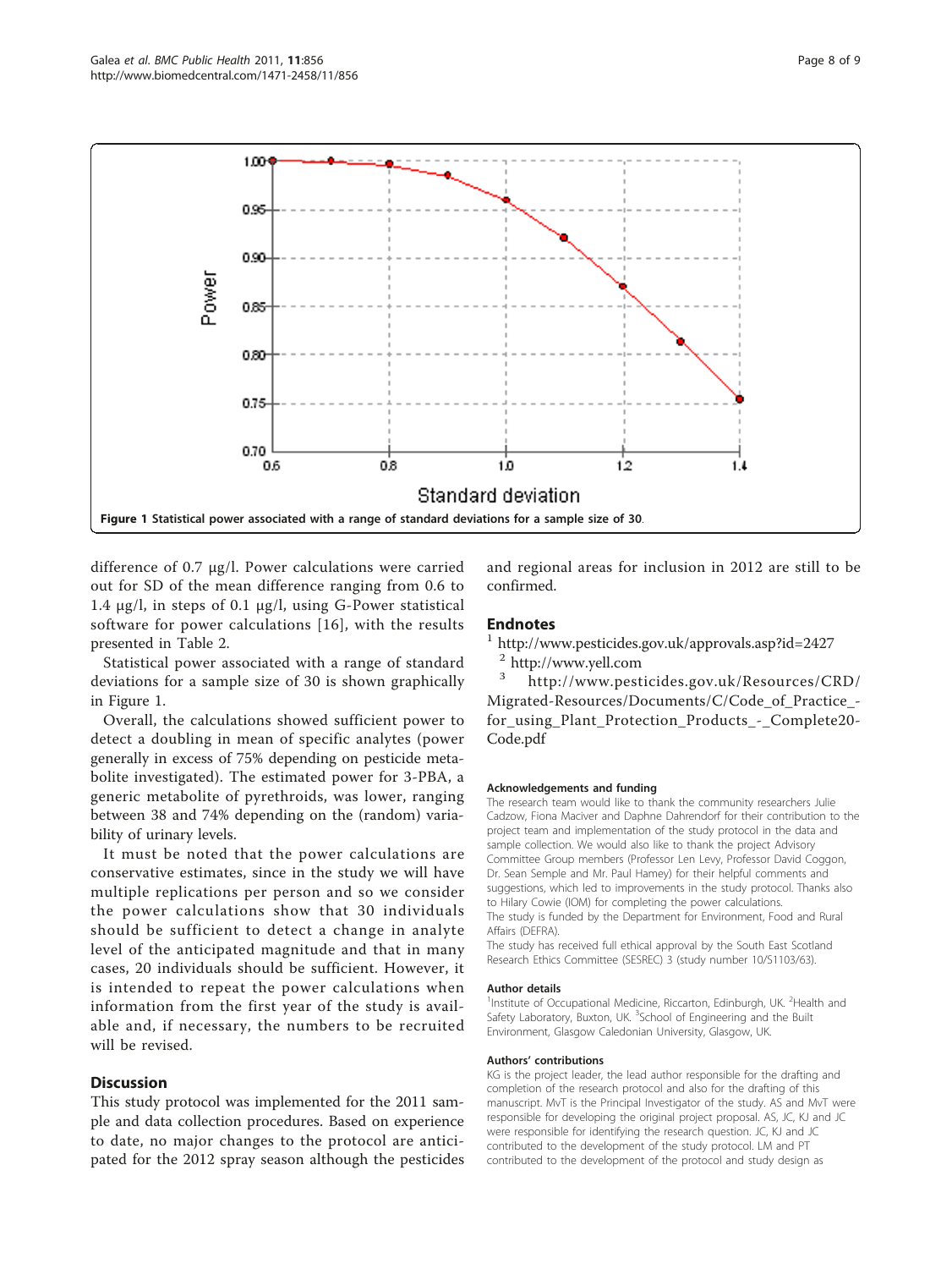Figure 1 Statistical power associated with a range of standard deviations for a sample size of 30.

difference of 0.7 μg/l. Power calculations were carried out for SD of the mean difference ranging from 0.6 to 1.4 μg/l, in steps of 0.1 μg/l, using G-Power statistical software for power calculations [16], with the results presented in Table 2.

Statistical power associated with a range of standard deviations for a sample size of 30 is shown graphically in Figure 1.

Overall, the calculations showed sufficient power to detect a doubling in mean of specific analytes (power generally in excess of 75% depending on pesticide metabolite investigated). The estimated power for 3-PBA, a generic metabolite of pyrethroids, was lower, ranging between 38 and 74% depending on the (random) variability of urinary levels.

It must be noted that the power calculations are conservative estimates, since in the study we will have multiple replications per person and so we consider the power calculations show that 30 individuals should be sufficient to detect a change in analyte level of the anticipated magnitude and that in many cases, 20 individuals should be sufficient. However, it is intended to repeat the power calculations when information from the first year of the study is available and, if necessary, the numbers to be recruited will be revised.

## Discussion

This study protocol was implemented for the 2011 sample and data collection procedures. Based on experience to date, no major changes to the protocol are anticipated for the 2012 spray season although the pesticides and regional areas for inclusion in 2012 are still to be confirmed.

## Endnotes

[1] http://www.pesticides.gov.uk/approvals.asp?id=2427

[2] http://www.yell.com

[3] http://www.pesticides.gov.uk/Resources/CRD/Migrated-Resources/Documents/C/Code_of_Practice_-for_using_Plant_Protection_Products_-_Complete20-Code.pdf

### Acknowledgements and funding

The research team would like to thank the community researchers Julie Cadzow, Fiona Maciver and Daphne Dahrendorf for their contribution to the project team and implementation of the study protocol in the data and sample collection. We would also like to thank the project Advisory Committee Group members (Professor Len Levy, Professor David Coggon, Dr. Sean Semple and Mr. Paul Harney) for their helpful comments and suggestions, which led to improvements in the study protocol. Thanks also to Hilary Cowie (IOM) for completing the power calculations.

The study is funded by the Department for Environment, Food and Rural Affairs (DEFRA).

The study has received full ethical approval by the South East Scotland Research Ethics Committee (SESREC) 3 (study number 10/S1103/63).

### Author details

[1]Institute of Occupational Medicine, Riccarton, Edinburgh, UK. [2]Health and Safety Laboratory, Buxton, UK. [3]School of Engineering and the Built Environment, Glasgow Caledonian University, Glasgow, UK.

### Authors' contributions

KG is the project leader, the lead author responsible for the drafting and completion of the research protocol and also for the drafting of this manuscript. MvT is the Principal Investigator of the study. AS and MvT were responsible for developing the original project proposal. AS, JC, KJ and JC were responsible for identifying the research question. JC, KJ and JC contributed to the development of the study protocol. LM and PT contributed to the development of the protocol and study design as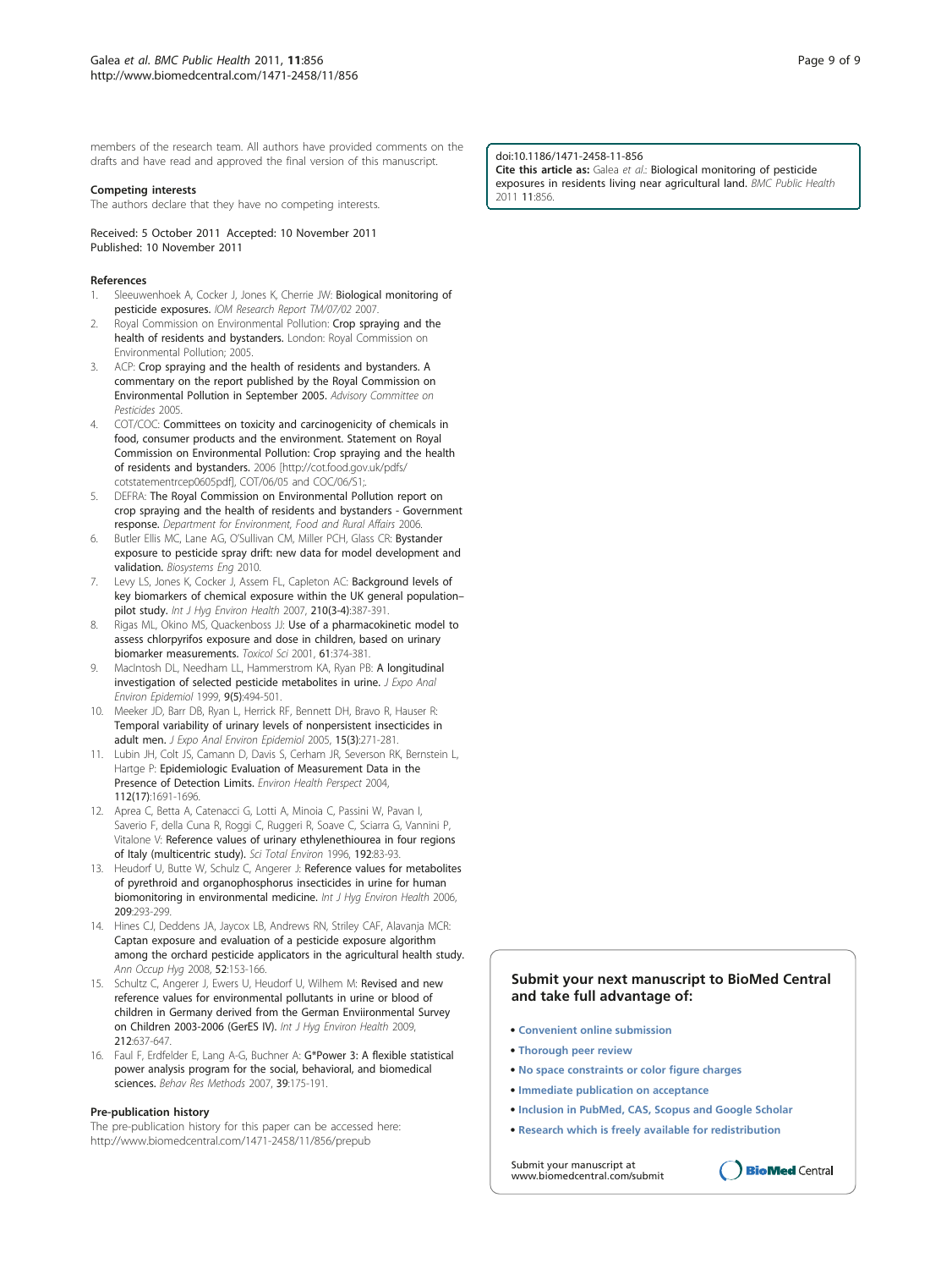members of the research team. All authors have provided comments on the drafts and have read and approved the final version of this manuscript.

#### Competing interests

The authors declare that they have no competing interests.

Received: 5 October 2011 Accepted: 10 November 2011
Published: 10 November 2011

#### References

1. Sleeuwenhoek A, Cocker J, Jones K, Cherrie JW: **Biological monitoring of pesticide exposures.** *IOM Research Report TM/07/02* 2007.
2. Royal Commission on Environmental Pollution: **Crop spraying and the health of residents and bystanders.** London: Royal Commission on Environmental Pollution; 2005.
3. ACP: **Crop spraying and the health of residents and bystanders. A commentary on the report published by the Royal Commission on Environmental Pollution in September 2005.** *Advisory Committee on Pesticides* 2005.
4. COT/COC: **Committees on toxicity and carcinogenicity of chemicals in food, consumer products and the environment. Statement on Royal Commission on Environmental Pollution: Crop spraying and the health of residents and bystanders.** 2006 [http://cot.food.gov.uk/pdfs/cotstatementrcep0605pdf], COT/06/05 and COC/06/S1;.
5. DEFRA: **The Royal Commission on Environmental Pollution report on crop spraying and the health of residents and bystanders - Government response.** *Department for Environment, Food and Rural Affairs* 2006.
6. Butler Ellis MC, Lane AG, O'Sullivan CM, Miller PCH, Glass CR: **Bystander exposure to pesticide spray drift: new data for model development and validation.** *Biosystems Eng* 2010.
7. Levy LS, Jones K, Cocker J, Assem FL, Capleton AC: **Background levels of key biomarkers of chemical exposure within the UK general population–pilot study.** *Int J Hyg Environ Health* 2007, **210(3-4)**:387-391.
8. Rigas ML, Okino MS, Quackenboss JJ: **Use of a pharmacokinetic model to assess chlorpyrifos exposure and dose in children, based on urinary biomarker measurements.** *Toxicol Sci* 2001, **61**:374-381.
9. MacIntosh DL, Needham LL, Hammerstrom KA, Ryan PB: **A longitudinal investigation of selected pesticide metabolites in urine.** *J Expo Anal Environ Epidemiol* 1999, **9(5)**:494-501.
10. Meeker JD, Barr DB, Ryan L, Herrick RF, Bennett DH, Bravo R, Hauser R: **Temporal variability of urinary levels of nonpersistent insecticides in adult men.** *J Expo Anal Environ Epidemiol* 2005, **15(3)**:271-281.
11. Lubin JH, Colt JS, Camann D, Davis S, Cerham JR, Severson RK, Bernstein L, Hartge P: **Epidemiologic Evaluation of Measurement Data in the Presence of Detection Limits.** *Environ Health Perspect* 2004, **112(17)**:1691-1696.
12. Aprea C, Betta A, Catenacci G, Lotti A, Minoia C, Passini W, Pavan I, Saverio F, della Cuna R, Roggi C, Ruggeri R, Soave C, Sciarra G, Vannini P, Vitalone V: **Reference values of urinary ethylenethiourea in four regions of Italy (multicentric study).** *Sci Total Environ* 1996, **192**:83-93.
13. Heudorf U, Butte W, Schulz C, Angerer J: **Reference values for metabolites of pyrethroid and organophosphorus insecticides in urine for human biomonitoring in environmental medicine.** *Int J Hyg Environ Health* 2006, **209**:293-299.
14. Hines CJ, Deddens JA, Jaycox LB, Andrews RN, Striley CAF, Alavanja MCR: **Captan exposure and evaluation of a pesticide exposure algorithm among the orchard pesticide applicators in the agricultural health study.** *Ann Occup Hyg* 2008, **52**:153-166.
15. Schultz C, Angerer J, Ewers U, Heudorf U, Wilhem M: **Revised and new reference values for environmental pollutants in urine or blood of children in Germany derived from the German Enviironmental Survey on Children 2003-2006 (GerES IV).** *Int J Hyg Environ Health* 2009, **212**:637-647.
16. Faul F, Erdfelder E, Lang A-G, Buchner A: **G*Power 3: A flexible statistical power analysis program for the social, behavioral, and biomedical sciences.** *Behav Res Methods* 2007, **39**:175-191.

#### Pre-publication history

The pre-publication history for this paper can be accessed here:
http://www.biomedcentral.com/1471-2458/11/856/prepub

doi:10.1186/1471-2458-11-856
**Cite this article as:** Galea *et al.*: Biological monitoring of pesticide exposures in residents living near agricultural land. *BMC Public Health* 2011 **11**:856.